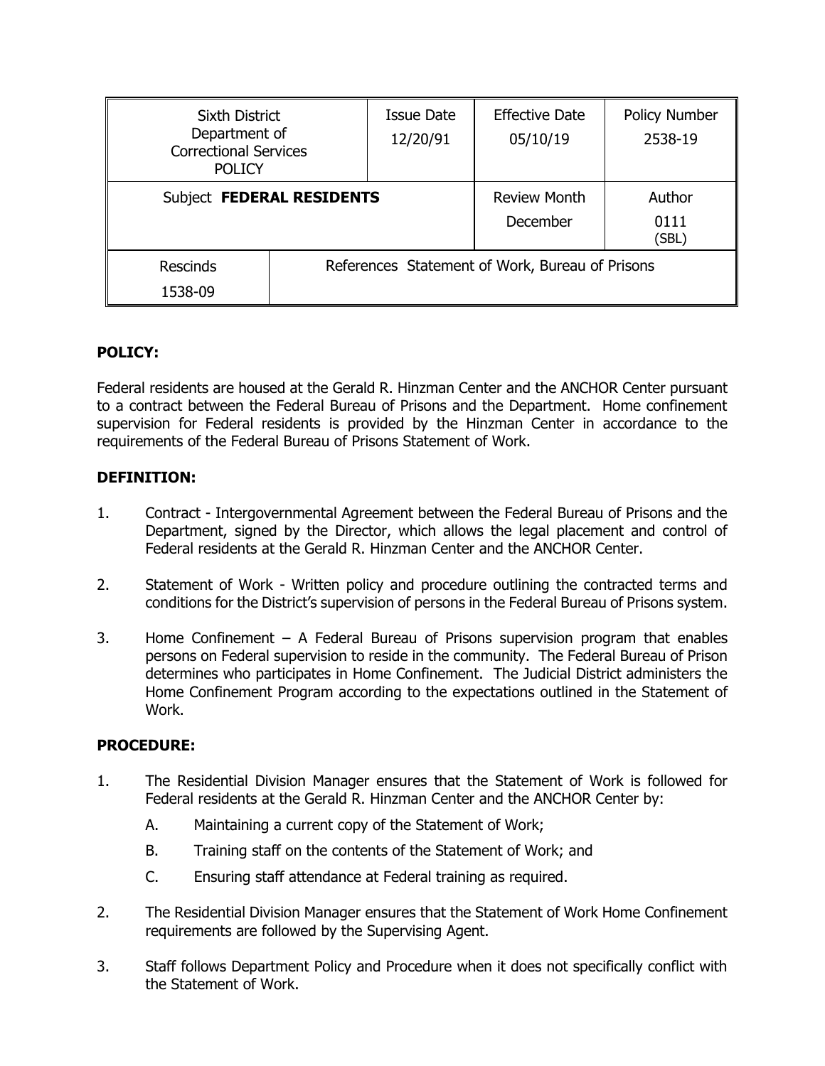| Sixth District Department of Correctional Services POLICY | | Issue Date 12/20/91 | Effective Date 05/10/19 | Policy Number 2538-19 |
|---|---|---|---|---|
| Subject **FEDERAL RESIDENTS** | | | Review Month December | Author 0111 (SBL) |
| Rescinds 1538-09 | References Statement of Work, Bureau of Prisons | | | |

## POLICY:

Federal residents are housed at the Gerald R. Hinzman Center and the ANCHOR Center pursuant to a contract between the Federal Bureau of Prisons and the Department. Home confinement supervision for Federal residents is provided by the Hinzman Center in accordance to the requirements of the Federal Bureau of Prisons Statement of Work.

## DEFINITION:

1. Contract - Intergovernmental Agreement between the Federal Bureau of Prisons and the Department, signed by the Director, which allows the legal placement and control of Federal residents at the Gerald R. Hinzman Center and the ANCHOR Center.

2. Statement of Work - Written policy and procedure outlining the contracted terms and conditions for the District's supervision of persons in the Federal Bureau of Prisons system.

3. Home Confinement – A Federal Bureau of Prisons supervision program that enables persons on Federal supervision to reside in the community. The Federal Bureau of Prison determines who participates in Home Confinement. The Judicial District administers the Home Confinement Program according to the expectations outlined in the Statement of Work.

## PROCEDURE:

1. The Residential Division Manager ensures that the Statement of Work is followed for Federal residents at the Gerald R. Hinzman Center and the ANCHOR Center by:
   - A. Maintaining a current copy of the Statement of Work;
   - B. Training staff on the contents of the Statement of Work; and
   - C. Ensuring staff attendance at Federal training as required.

2. The Residential Division Manager ensures that the Statement of Work Home Confinement requirements are followed by the Supervising Agent.

3. Staff follows Department Policy and Procedure when it does not specifically conflict with the Statement of Work.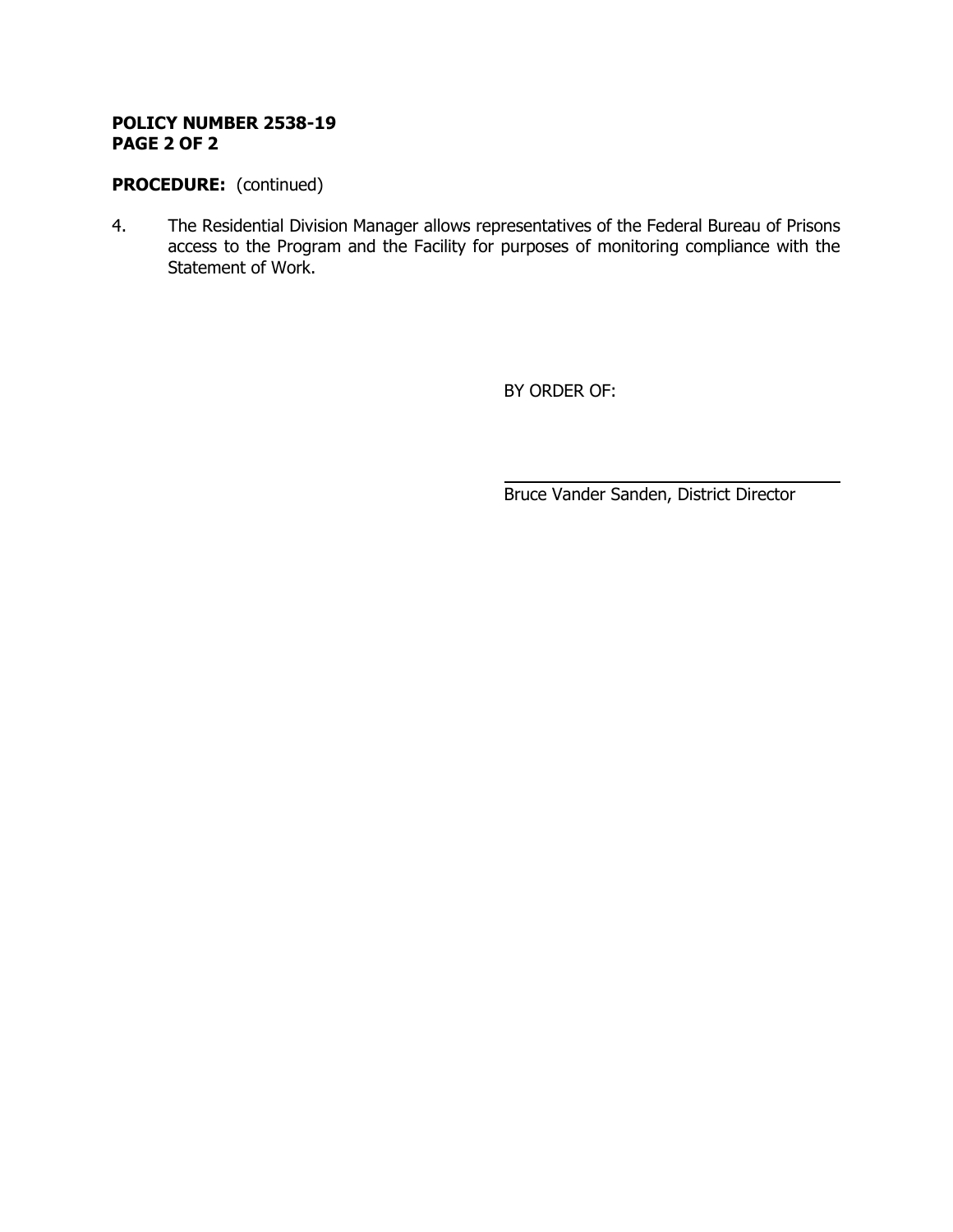**POLICY NUMBER 2538-19**

**PROCEDURE:** (continued)

4. The Residential Division Manager allows representatives of the Federal Bureau of Prisons access to the Program and the Facility for purposes of monitoring compliance with the Statement of Work.

BY ORDER OF:

\_\_\_\_\_\_\_\_\_\_\_\_\_\_\_\_\_\_\_\_\_\_\_\_\_\_\_\_\_\_\_\_\_\_\_\_

Bruce Vander Sanden, District Director